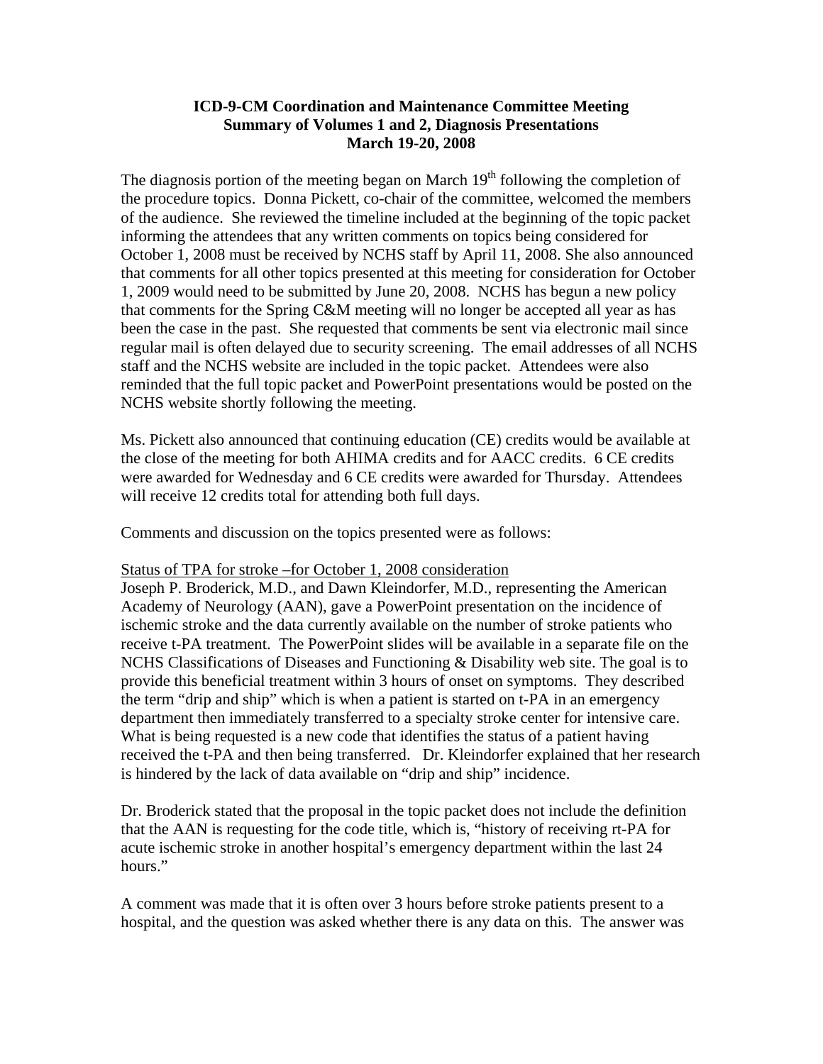**ICD-9-CM Coordination and Maintenance Committee Meeting**
**Summary of Volumes 1 and 2, Diagnosis Presentations**
**March 19-20, 2008**

The diagnosis portion of the meeting began on March 19th following the completion of the procedure topics. Donna Pickett, co-chair of the committee, welcomed the members of the audience. She reviewed the timeline included at the beginning of the topic packet informing the attendees that any written comments on topics being considered for October 1, 2008 must be received by NCHS staff by April 11, 2008. She also announced that comments for all other topics presented at this meeting for consideration for October 1, 2009 would need to be submitted by June 20, 2008. NCHS has begun a new policy that comments for the Spring C&M meeting will no longer be accepted all year as has been the case in the past. She requested that comments be sent via electronic mail since regular mail is often delayed due to security screening. The email addresses of all NCHS staff and the NCHS website are included in the topic packet. Attendees were also reminded that the full topic packet and PowerPoint presentations would be posted on the NCHS website shortly following the meeting.

Ms. Pickett also announced that continuing education (CE) credits would be available at the close of the meeting for both AHIMA credits and for AACC credits. 6 CE credits were awarded for Wednesday and 6 CE credits were awarded for Thursday. Attendees will receive 12 credits total for attending both full days.

Comments and discussion on the topics presented were as follows:

Status of TPA for stroke –for October 1, 2008 consideration

Joseph P. Broderick, M.D., and Dawn Kleindorfer, M.D., representing the American Academy of Neurology (AAN), gave a PowerPoint presentation on the incidence of ischemic stroke and the data currently available on the number of stroke patients who receive t-PA treatment. The PowerPoint slides will be available in a separate file on the NCHS Classifications of Diseases and Functioning & Disability web site. The goal is to provide this beneficial treatment within 3 hours of onset on symptoms. They described the term "drip and ship" which is when a patient is started on t-PA in an emergency department then immediately transferred to a specialty stroke center for intensive care. What is being requested is a new code that identifies the status of a patient having received the t-PA and then being transferred. Dr. Kleindorfer explained that her research is hindered by the lack of data available on "drip and ship" incidence.

Dr. Broderick stated that the proposal in the topic packet does not include the definition that the AAN is requesting for the code title, which is, "history of receiving rt-PA for acute ischemic stroke in another hospital's emergency department within the last 24 hours."

A comment was made that it is often over 3 hours before stroke patients present to a hospital, and the question was asked whether there is any data on this. The answer was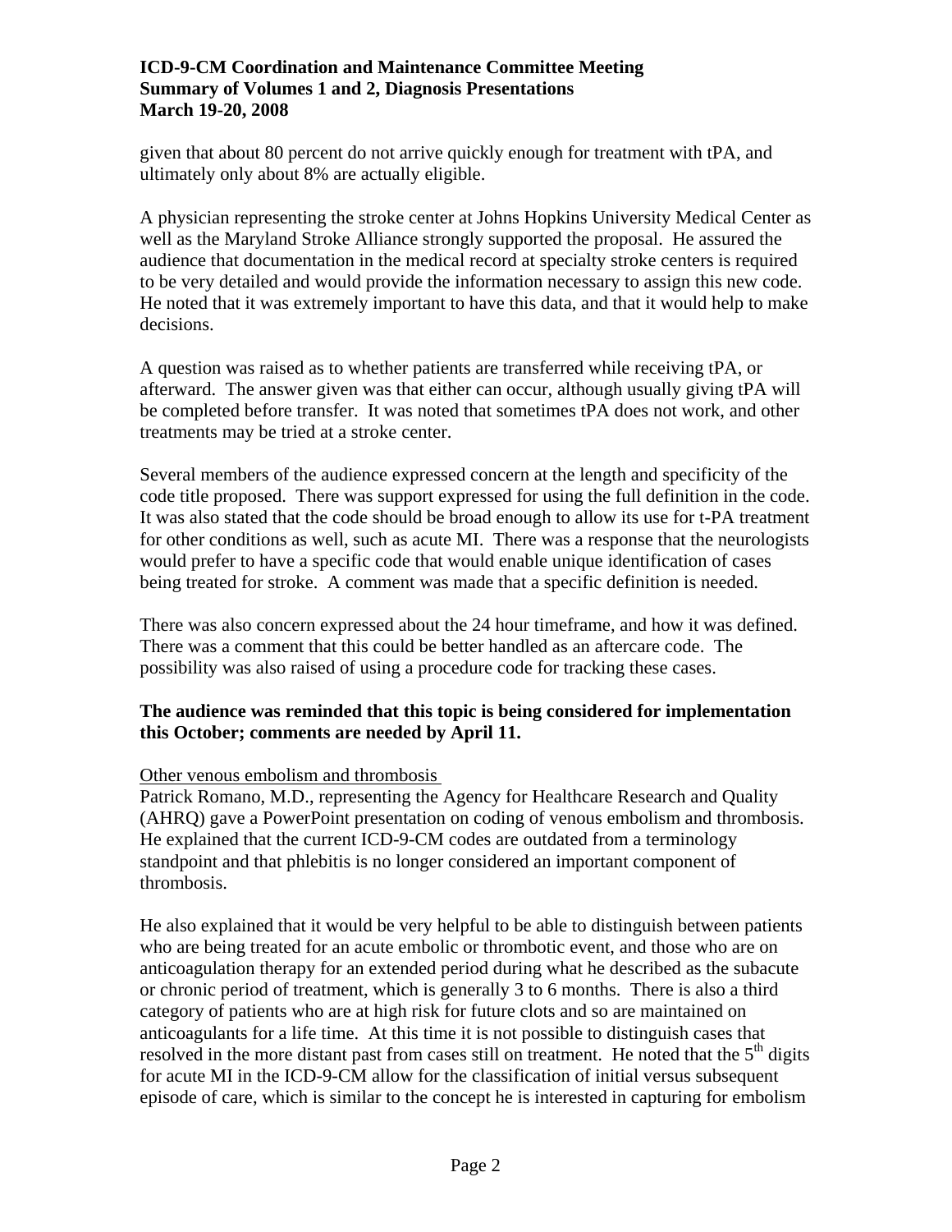given that about 80 percent do not arrive quickly enough for treatment with tPA, and ultimately only about 8% are actually eligible.

A physician representing the stroke center at Johns Hopkins University Medical Center as well as the Maryland Stroke Alliance strongly supported the proposal. He assured the audience that documentation in the medical record at specialty stroke centers is required to be very detailed and would provide the information necessary to assign this new code. He noted that it was extremely important to have this data, and that it would help to make decisions.

A question was raised as to whether patients are transferred while receiving tPA, or afterward. The answer given was that either can occur, although usually giving tPA will be completed before transfer. It was noted that sometimes tPA does not work, and other treatments may be tried at a stroke center.

Several members of the audience expressed concern at the length and specificity of the code title proposed. There was support expressed for using the full definition in the code. It was also stated that the code should be broad enough to allow its use for t-PA treatment for other conditions as well, such as acute MI. There was a response that the neurologists would prefer to have a specific code that would enable unique identification of cases being treated for stroke. A comment was made that a specific definition is needed.

There was also concern expressed about the 24 hour timeframe, and how it was defined. There was a comment that this could be better handled as an aftercare code. The possibility was also raised of using a procedure code for tracking these cases.

**The audience was reminded that this topic is being considered for implementation this October; comments are needed by April 11.**

<u>Other venous embolism and thrombosis</u>

Patrick Romano, M.D., representing the Agency for Healthcare Research and Quality (AHRQ) gave a PowerPoint presentation on coding of venous embolism and thrombosis. He explained that the current ICD-9-CM codes are outdated from a terminology standpoint and that phlebitis is no longer considered an important component of thrombosis.

He also explained that it would be very helpful to be able to distinguish between patients who are being treated for an acute embolic or thrombotic event, and those who are on anticoagulation therapy for an extended period during what he described as the subacute or chronic period of treatment, which is generally 3 to 6 months. There is also a third category of patients who are at high risk for future clots and so are maintained on anticoagulants for a life time. At this time it is not possible to distinguish cases that resolved in the more distant past from cases still on treatment. He noted that the 5th digits for acute MI in the ICD-9-CM allow for the classification of initial versus subsequent episode of care, which is similar to the concept he is interested in capturing for embolism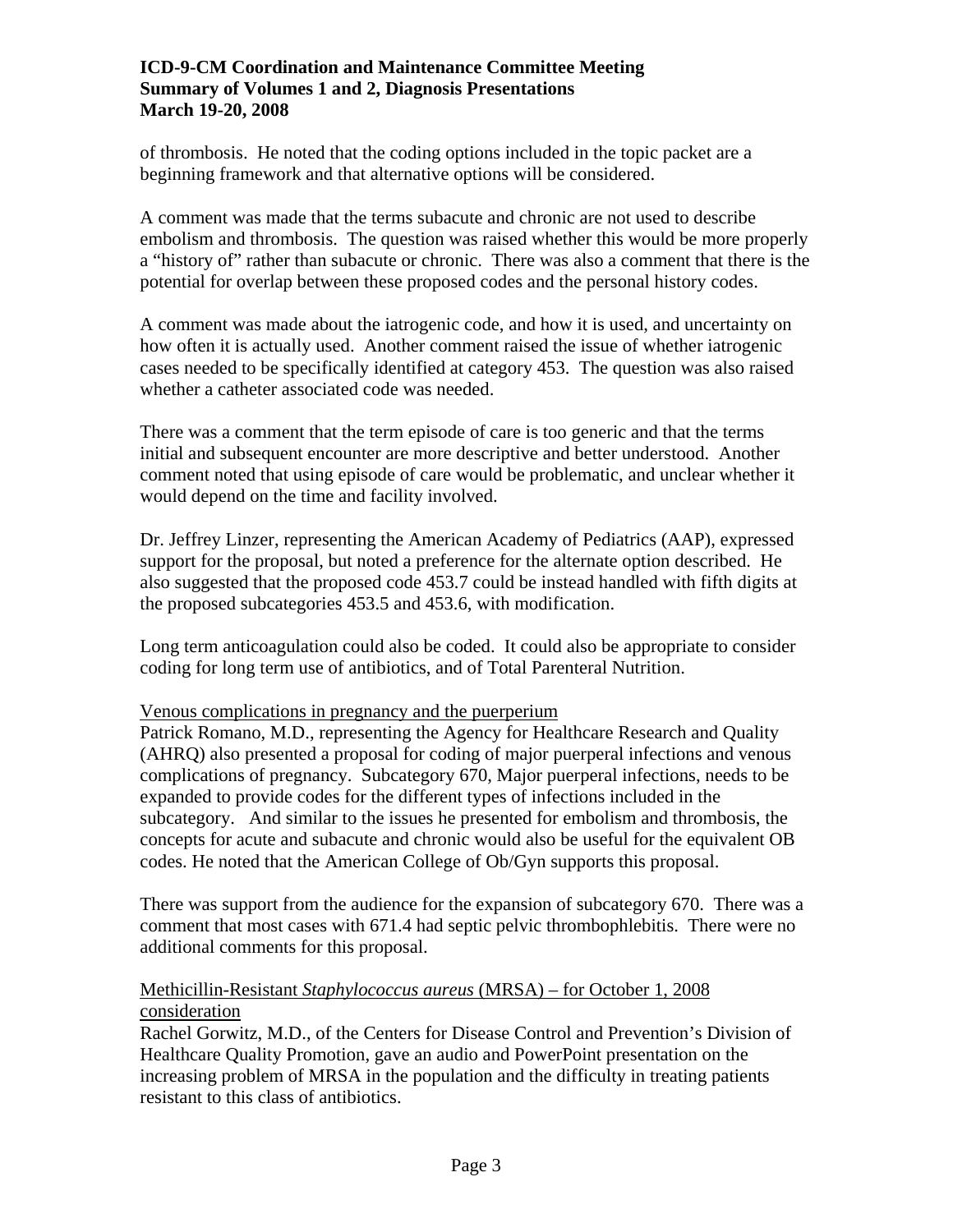of thrombosis. He noted that the coding options included in the topic packet are a beginning framework and that alternative options will be considered.

A comment was made that the terms subacute and chronic are not used to describe embolism and thrombosis. The question was raised whether this would be more properly a "history of" rather than subacute or chronic. There was also a comment that there is the potential for overlap between these proposed codes and the personal history codes.

A comment was made about the iatrogenic code, and how it is used, and uncertainty on how often it is actually used. Another comment raised the issue of whether iatrogenic cases needed to be specifically identified at category 453. The question was also raised whether a catheter associated code was needed.

There was a comment that the term episode of care is too generic and that the terms initial and subsequent encounter are more descriptive and better understood. Another comment noted that using episode of care would be problematic, and unclear whether it would depend on the time and facility involved.

Dr. Jeffrey Linzer, representing the American Academy of Pediatrics (AAP), expressed support for the proposal, but noted a preference for the alternate option described. He also suggested that the proposed code 453.7 could be instead handled with fifth digits at the proposed subcategories 453.5 and 453.6, with modification.

Long term anticoagulation could also be coded. It could also be appropriate to consider coding for long term use of antibiotics, and of Total Parenteral Nutrition.

<u>Venous complications in pregnancy and the puerperium</u>

Patrick Romano, M.D., representing the Agency for Healthcare Research and Quality (AHRQ) also presented a proposal for coding of major puerperal infections and venous complications of pregnancy. Subcategory 670, Major puerperal infections, needs to be expanded to provide codes for the different types of infections included in the subcategory. And similar to the issues he presented for embolism and thrombosis, the concepts for acute and subacute and chronic would also be useful for the equivalent OB codes. He noted that the American College of Ob/Gyn supports this proposal.

There was support from the audience for the expansion of subcategory 670. There was a comment that most cases with 671.4 had septic pelvic thrombophlebitis. There were no additional comments for this proposal.

<u>Methicillin-Resistant *Staphylococcus aureus* (MRSA) – for October 1, 2008 consideration</u>

Rachel Gorwitz, M.D., of the Centers for Disease Control and Prevention's Division of Healthcare Quality Promotion, gave an audio and PowerPoint presentation on the increasing problem of MRSA in the population and the difficulty in treating patients resistant to this class of antibiotics.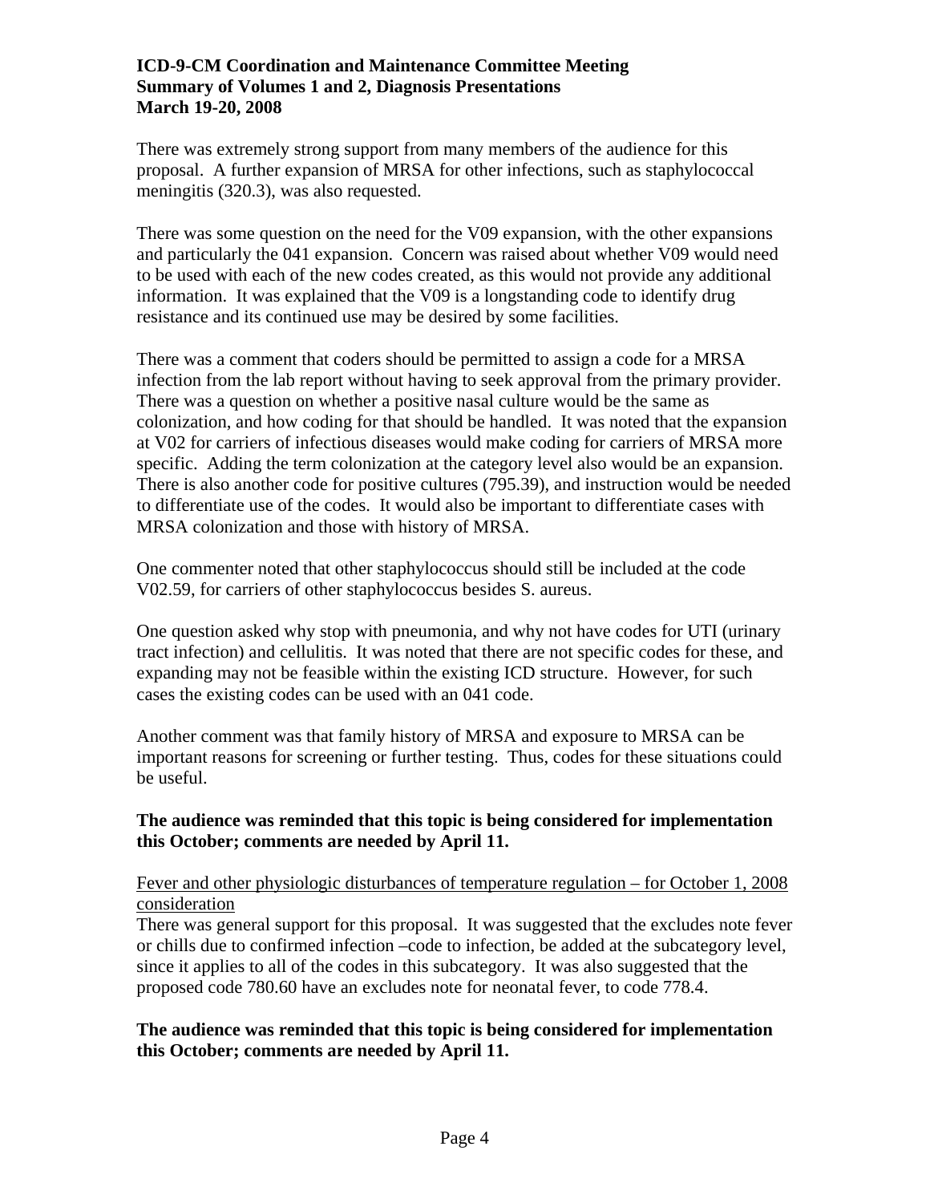There was extremely strong support from many members of the audience for this proposal. A further expansion of MRSA for other infections, such as staphylococcal meningitis (320.3), was also requested.

There was some question on the need for the V09 expansion, with the other expansions and particularly the 041 expansion. Concern was raised about whether V09 would need to be used with each of the new codes created, as this would not provide any additional information. It was explained that the V09 is a longstanding code to identify drug resistance and its continued use may be desired by some facilities.

There was a comment that coders should be permitted to assign a code for a MRSA infection from the lab report without having to seek approval from the primary provider. There was a question on whether a positive nasal culture would be the same as colonization, and how coding for that should be handled. It was noted that the expansion at V02 for carriers of infectious diseases would make coding for carriers of MRSA more specific. Adding the term colonization at the category level also would be an expansion. There is also another code for positive cultures (795.39), and instruction would be needed to differentiate use of the codes. It would also be important to differentiate cases with MRSA colonization and those with history of MRSA.

One commenter noted that other staphylococcus should still be included at the code V02.59, for carriers of other staphylococcus besides S. aureus.

One question asked why stop with pneumonia, and why not have codes for UTI (urinary tract infection) and cellulitis. It was noted that there are not specific codes for these, and expanding may not be feasible within the existing ICD structure. However, for such cases the existing codes can be used with an 041 code.

Another comment was that family history of MRSA and exposure to MRSA can be important reasons for screening or further testing. Thus, codes for these situations could be useful.

**The audience was reminded that this topic is being considered for implementation this October; comments are needed by April 11.**

<u>Fever and other physiologic disturbances of temperature regulation – for October 1, 2008 consideration</u>

There was general support for this proposal. It was suggested that the excludes note fever or chills due to confirmed infection –code to infection, be added at the subcategory level, since it applies to all of the codes in this subcategory. It was also suggested that the proposed code 780.60 have an excludes note for neonatal fever, to code 778.4.

**The audience was reminded that this topic is being considered for implementation this October; comments are needed by April 11.**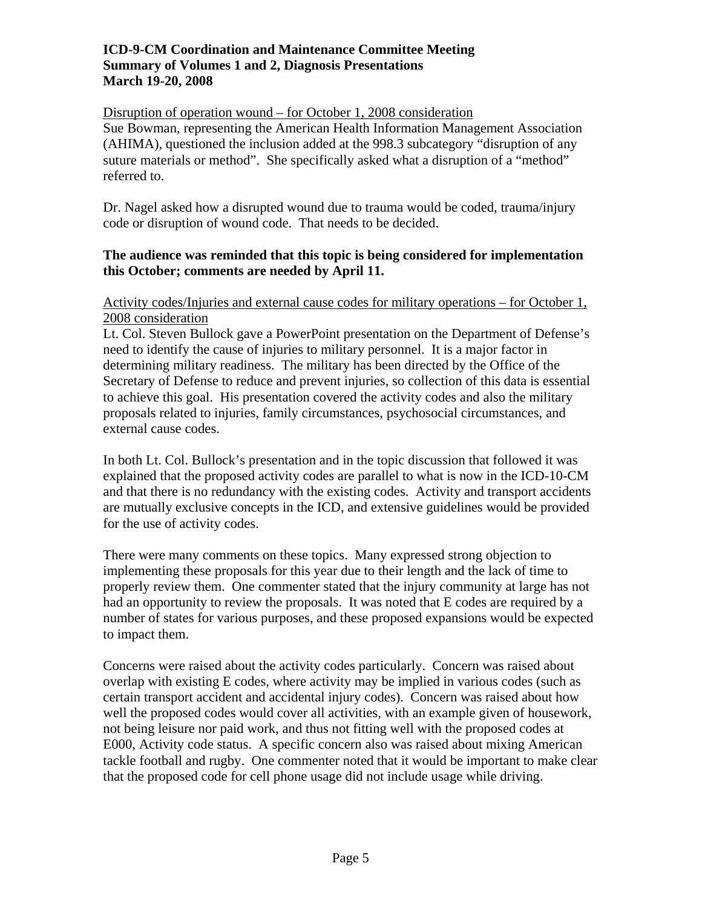Disruption of operation wound – for October 1, 2008 consideration

Sue Bowman, representing the American Health Information Management Association (AHIMA), questioned the inclusion added at the 998.3 subcategory “disruption of any suture materials or method”. She specifically asked what a disruption of a “method” referred to.

Dr. Nagel asked how a disrupted wound due to trauma would be coded, trauma/injury code or disruption of wound code. That needs to be decided.

**The audience was reminded that this topic is being considered for implementation this October; comments are needed by April 11.**

Activity codes/Injuries and external cause codes for military operations – for October 1, 2008 consideration

Lt. Col. Steven Bullock gave a PowerPoint presentation on the Department of Defense’s need to identify the cause of injuries to military personnel. It is a major factor in determining military readiness. The military has been directed by the Office of the Secretary of Defense to reduce and prevent injuries, so collection of this data is essential to achieve this goal. His presentation covered the activity codes and also the military proposals related to injuries, family circumstances, psychosocial circumstances, and external cause codes.

In both Lt. Col. Bullock’s presentation and in the topic discussion that followed it was explained that the proposed activity codes are parallel to what is now in the ICD-10-CM and that there is no redundancy with the existing codes. Activity and transport accidents are mutually exclusive concepts in the ICD, and extensive guidelines would be provided for the use of activity codes.

There were many comments on these topics. Many expressed strong objection to implementing these proposals for this year due to their length and the lack of time to properly review them. One commenter stated that the injury community at large has not had an opportunity to review the proposals. It was noted that E codes are required by a number of states for various purposes, and these proposed expansions would be expected to impact them.

Concerns were raised about the activity codes particularly. Concern was raised about overlap with existing E codes, where activity may be implied in various codes (such as certain transport accident and accidental injury codes). Concern was raised about how well the proposed codes would cover all activities, with an example given of housework, not being leisure nor paid work, and thus not fitting well with the proposed codes at E000, Activity code status. A specific concern also was raised about mixing American tackle football and rugby. One commenter noted that it would be important to make clear that the proposed code for cell phone usage did not include usage while driving.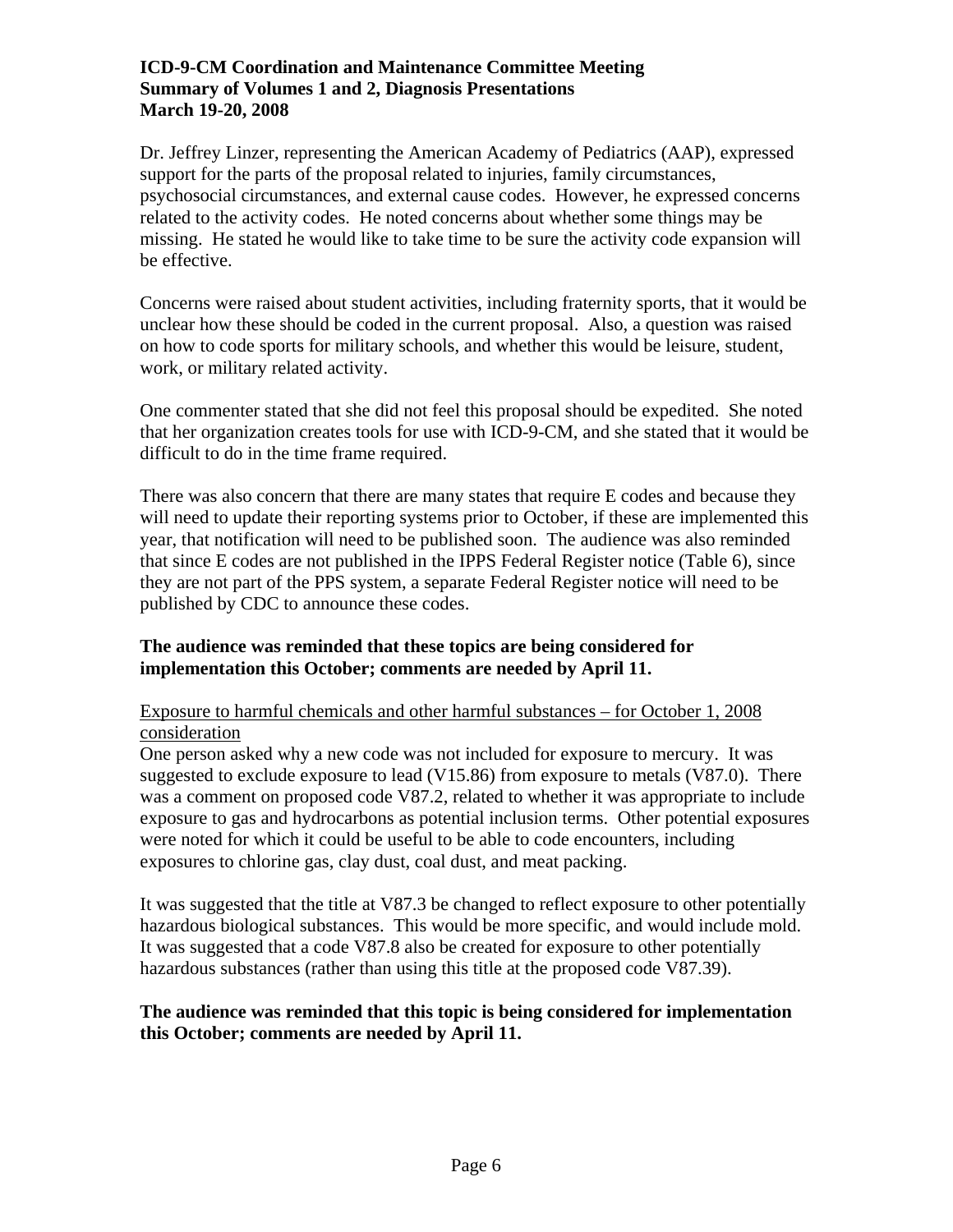Dr. Jeffrey Linzer, representing the American Academy of Pediatrics (AAP), expressed support for the parts of the proposal related to injuries, family circumstances, psychosocial circumstances, and external cause codes. However, he expressed concerns related to the activity codes. He noted concerns about whether some things may be missing. He stated he would like to take time to be sure the activity code expansion will be effective.

Concerns were raised about student activities, including fraternity sports, that it would be unclear how these should be coded in the current proposal. Also, a question was raised on how to code sports for military schools, and whether this would be leisure, student, work, or military related activity.

One commenter stated that she did not feel this proposal should be expedited. She noted that her organization creates tools for use with ICD-9-CM, and she stated that it would be difficult to do in the time frame required.

There was also concern that there are many states that require E codes and because they will need to update their reporting systems prior to October, if these are implemented this year, that notification will need to be published soon. The audience was also reminded that since E codes are not published in the IPPS Federal Register notice (Table 6), since they are not part of the PPS system, a separate Federal Register notice will need to be published by CDC to announce these codes.

**The audience was reminded that these topics are being considered for implementation this October; comments are needed by April 11.**

<u>Exposure to harmful chemicals and other harmful substances – for October 1, 2008 consideration</u>

One person asked why a new code was not included for exposure to mercury. It was suggested to exclude exposure to lead (V15.86) from exposure to metals (V87.0). There was a comment on proposed code V87.2, related to whether it was appropriate to include exposure to gas and hydrocarbons as potential inclusion terms. Other potential exposures were noted for which it could be useful to be able to code encounters, including exposures to chlorine gas, clay dust, coal dust, and meat packing.

It was suggested that the title at V87.3 be changed to reflect exposure to other potentially hazardous biological substances. This would be more specific, and would include mold. It was suggested that a code V87.8 also be created for exposure to other potentially hazardous substances (rather than using this title at the proposed code V87.39).

**The audience was reminded that this topic is being considered for implementation this October; comments are needed by April 11.**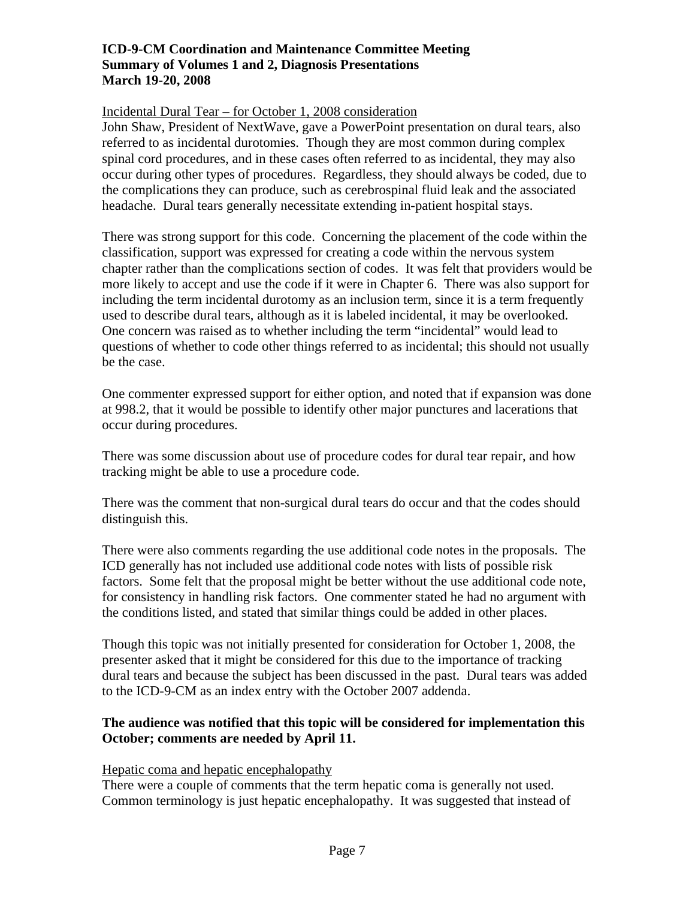Incidental Dural Tear – for October 1, 2008 consideration

John Shaw, President of NextWave, gave a PowerPoint presentation on dural tears, also referred to as incidental durotomies. Though they are most common during complex spinal cord procedures, and in these cases often referred to as incidental, they may also occur during other types of procedures. Regardless, they should always be coded, due to the complications they can produce, such as cerebrospinal fluid leak and the associated headache. Dural tears generally necessitate extending in-patient hospital stays.

There was strong support for this code. Concerning the placement of the code within the classification, support was expressed for creating a code within the nervous system chapter rather than the complications section of codes. It was felt that providers would be more likely to accept and use the code if it were in Chapter 6. There was also support for including the term incidental durotomy as an inclusion term, since it is a term frequently used to describe dural tears, although as it is labeled incidental, it may be overlooked. One concern was raised as to whether including the term "incidental" would lead to questions of whether to code other things referred to as incidental; this should not usually be the case.

One commenter expressed support for either option, and noted that if expansion was done at 998.2, that it would be possible to identify other major punctures and lacerations that occur during procedures.

There was some discussion about use of procedure codes for dural tear repair, and how tracking might be able to use a procedure code.

There was the comment that non-surgical dural tears do occur and that the codes should distinguish this.

There were also comments regarding the use additional code notes in the proposals. The ICD generally has not included use additional code notes with lists of possible risk factors. Some felt that the proposal might be better without the use additional code note, for consistency in handling risk factors. One commenter stated he had no argument with the conditions listed, and stated that similar things could be added in other places.

Though this topic was not initially presented for consideration for October 1, 2008, the presenter asked that it might be considered for this due to the importance of tracking dural tears and because the subject has been discussed in the past. Dural tears was added to the ICD-9-CM as an index entry with the October 2007 addenda.

**The audience was notified that this topic will be considered for implementation this October; comments are needed by April 11.**

Hepatic coma and hepatic encephalopathy

There were a couple of comments that the term hepatic coma is generally not used. Common terminology is just hepatic encephalopathy. It was suggested that instead of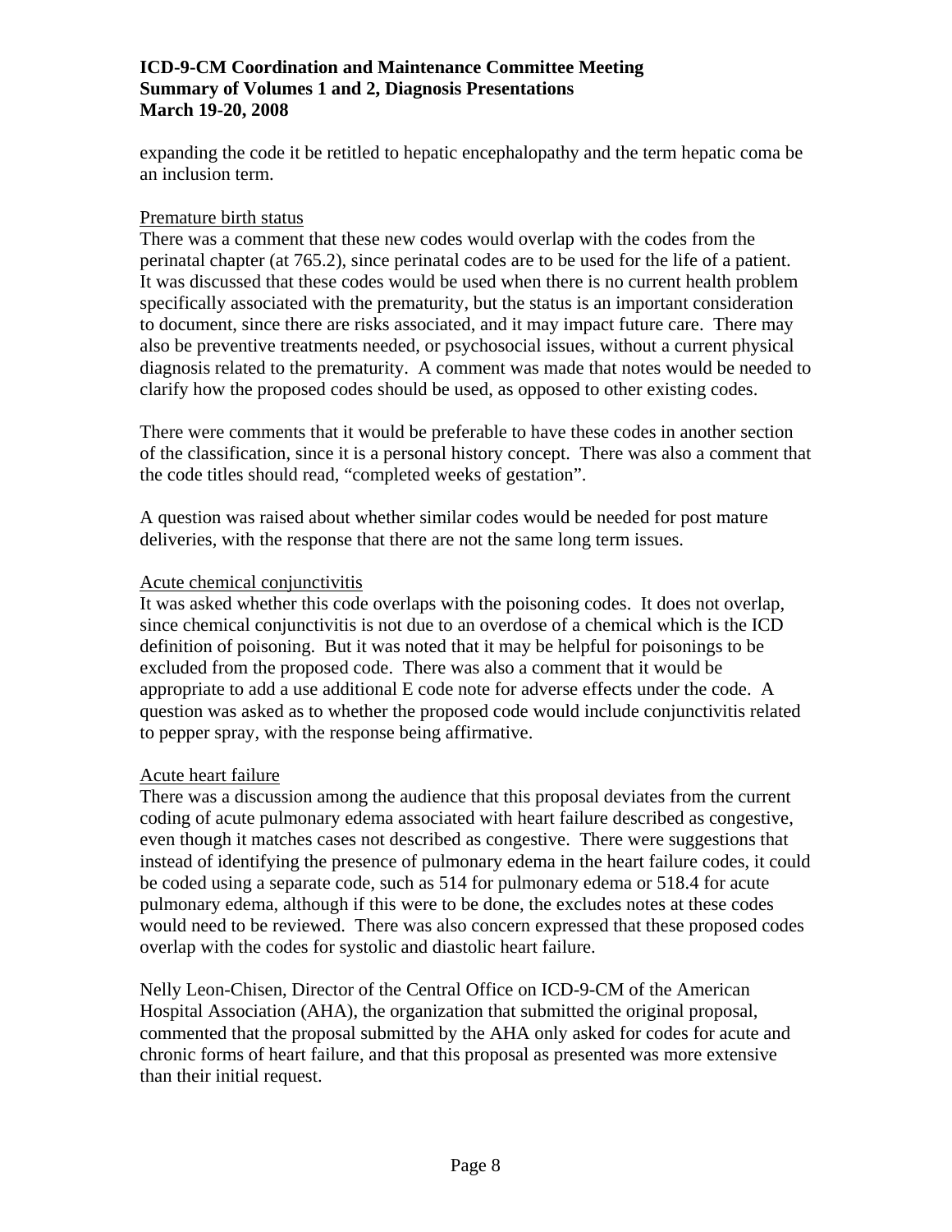expanding the code it be retitled to hepatic encephalopathy and the term hepatic coma be an inclusion term.

Premature birth status

There was a comment that these new codes would overlap with the codes from the perinatal chapter (at 765.2), since perinatal codes are to be used for the life of a patient. It was discussed that these codes would be used when there is no current health problem specifically associated with the prematurity, but the status is an important consideration to document, since there are risks associated, and it may impact future care. There may also be preventive treatments needed, or psychosocial issues, without a current physical diagnosis related to the prematurity. A comment was made that notes would be needed to clarify how the proposed codes should be used, as opposed to other existing codes.

There were comments that it would be preferable to have these codes in another section of the classification, since it is a personal history concept. There was also a comment that the code titles should read, "completed weeks of gestation".

A question was raised about whether similar codes would be needed for post mature deliveries, with the response that there are not the same long term issues.

Acute chemical conjunctivitis

It was asked whether this code overlaps with the poisoning codes. It does not overlap, since chemical conjunctivitis is not due to an overdose of a chemical which is the ICD definition of poisoning. But it was noted that it may be helpful for poisonings to be excluded from the proposed code. There was also a comment that it would be appropriate to add a use additional E code note for adverse effects under the code. A question was asked as to whether the proposed code would include conjunctivitis related to pepper spray, with the response being affirmative.

Acute heart failure

There was a discussion among the audience that this proposal deviates from the current coding of acute pulmonary edema associated with heart failure described as congestive, even though it matches cases not described as congestive. There were suggestions that instead of identifying the presence of pulmonary edema in the heart failure codes, it could be coded using a separate code, such as 514 for pulmonary edema or 518.4 for acute pulmonary edema, although if this were to be done, the excludes notes at these codes would need to be reviewed. There was also concern expressed that these proposed codes overlap with the codes for systolic and diastolic heart failure.

Nelly Leon-Chisen, Director of the Central Office on ICD-9-CM of the American Hospital Association (AHA), the organization that submitted the original proposal, commented that the proposal submitted by the AHA only asked for codes for acute and chronic forms of heart failure, and that this proposal as presented was more extensive than their initial request.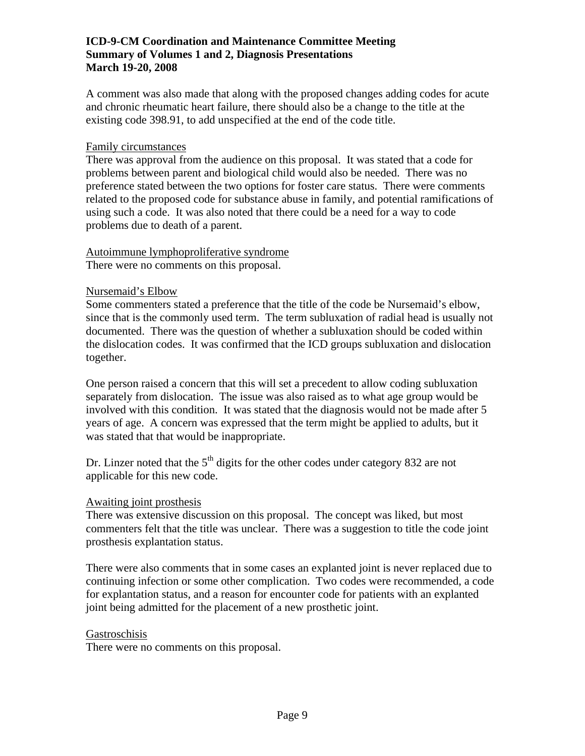A comment was also made that along with the proposed changes adding codes for acute and chronic rheumatic heart failure, there should also be a change to the title at the existing code 398.91, to add unspecified at the end of the code title.

Family circumstances

There was approval from the audience on this proposal. It was stated that a code for problems between parent and biological child would also be needed. There was no preference stated between the two options for foster care status. There were comments related to the proposed code for substance abuse in family, and potential ramifications of using such a code. It was also noted that there could be a need for a way to code problems due to death of a parent.

Autoimmune lymphoproliferative syndrome

There were no comments on this proposal.

Nursemaid's Elbow

Some commenters stated a preference that the title of the code be Nursemaid's elbow, since that is the commonly used term. The term subluxation of radial head is usually not documented. There was the question of whether a subluxation should be coded within the dislocation codes. It was confirmed that the ICD groups subluxation and dislocation together.

One person raised a concern that this will set a precedent to allow coding subluxation separately from dislocation. The issue was also raised as to what age group would be involved with this condition. It was stated that the diagnosis would not be made after 5 years of age. A concern was expressed that the term might be applied to adults, but it was stated that that would be inappropriate.

Dr. Linzer noted that the 5th digits for the other codes under category 832 are not applicable for this new code.

Awaiting joint prosthesis

There was extensive discussion on this proposal. The concept was liked, but most commenters felt that the title was unclear. There was a suggestion to title the code joint prosthesis explantation status.

There were also comments that in some cases an explanted joint is never replaced due to continuing infection or some other complication. Two codes were recommended, a code for explantation status, and a reason for encounter code for patients with an explanted joint being admitted for the placement of a new prosthetic joint.

Gastroschisis

There were no comments on this proposal.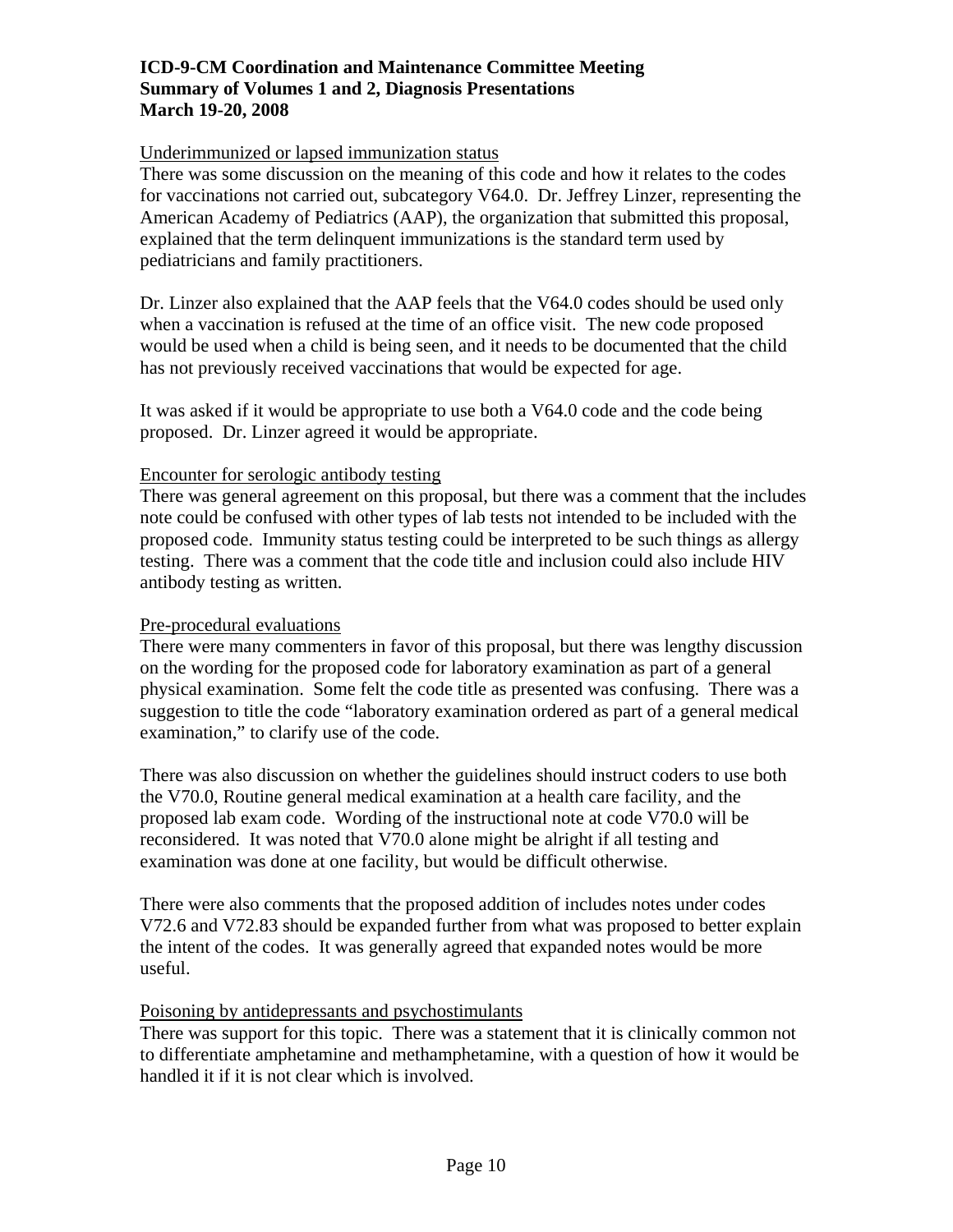Underimmunized or lapsed immunization status

There was some discussion on the meaning of this code and how it relates to the codes for vaccinations not carried out, subcategory V64.0. Dr. Jeffrey Linzer, representing the American Academy of Pediatrics (AAP), the organization that submitted this proposal, explained that the term delinquent immunizations is the standard term used by pediatricians and family practitioners.

Dr. Linzer also explained that the AAP feels that the V64.0 codes should be used only when a vaccination is refused at the time of an office visit. The new code proposed would be used when a child is being seen, and it needs to be documented that the child has not previously received vaccinations that would be expected for age.

It was asked if it would be appropriate to use both a V64.0 code and the code being proposed. Dr. Linzer agreed it would be appropriate.

Encounter for serologic antibody testing

There was general agreement on this proposal, but there was a comment that the includes note could be confused with other types of lab tests not intended to be included with the proposed code. Immunity status testing could be interpreted to be such things as allergy testing. There was a comment that the code title and inclusion could also include HIV antibody testing as written.

Pre-procedural evaluations

There were many commenters in favor of this proposal, but there was lengthy discussion on the wording for the proposed code for laboratory examination as part of a general physical examination. Some felt the code title as presented was confusing. There was a suggestion to title the code "laboratory examination ordered as part of a general medical examination," to clarify use of the code.

There was also discussion on whether the guidelines should instruct coders to use both the V70.0, Routine general medical examination at a health care facility, and the proposed lab exam code. Wording of the instructional note at code V70.0 will be reconsidered. It was noted that V70.0 alone might be alright if all testing and examination was done at one facility, but would be difficult otherwise.

There were also comments that the proposed addition of includes notes under codes V72.6 and V72.83 should be expanded further from what was proposed to better explain the intent of the codes. It was generally agreed that expanded notes would be more useful.

Poisoning by antidepressants and psychostimulants

There was support for this topic. There was a statement that it is clinically common not to differentiate amphetamine and methamphetamine, with a question of how it would be handled it if it is not clear which is involved.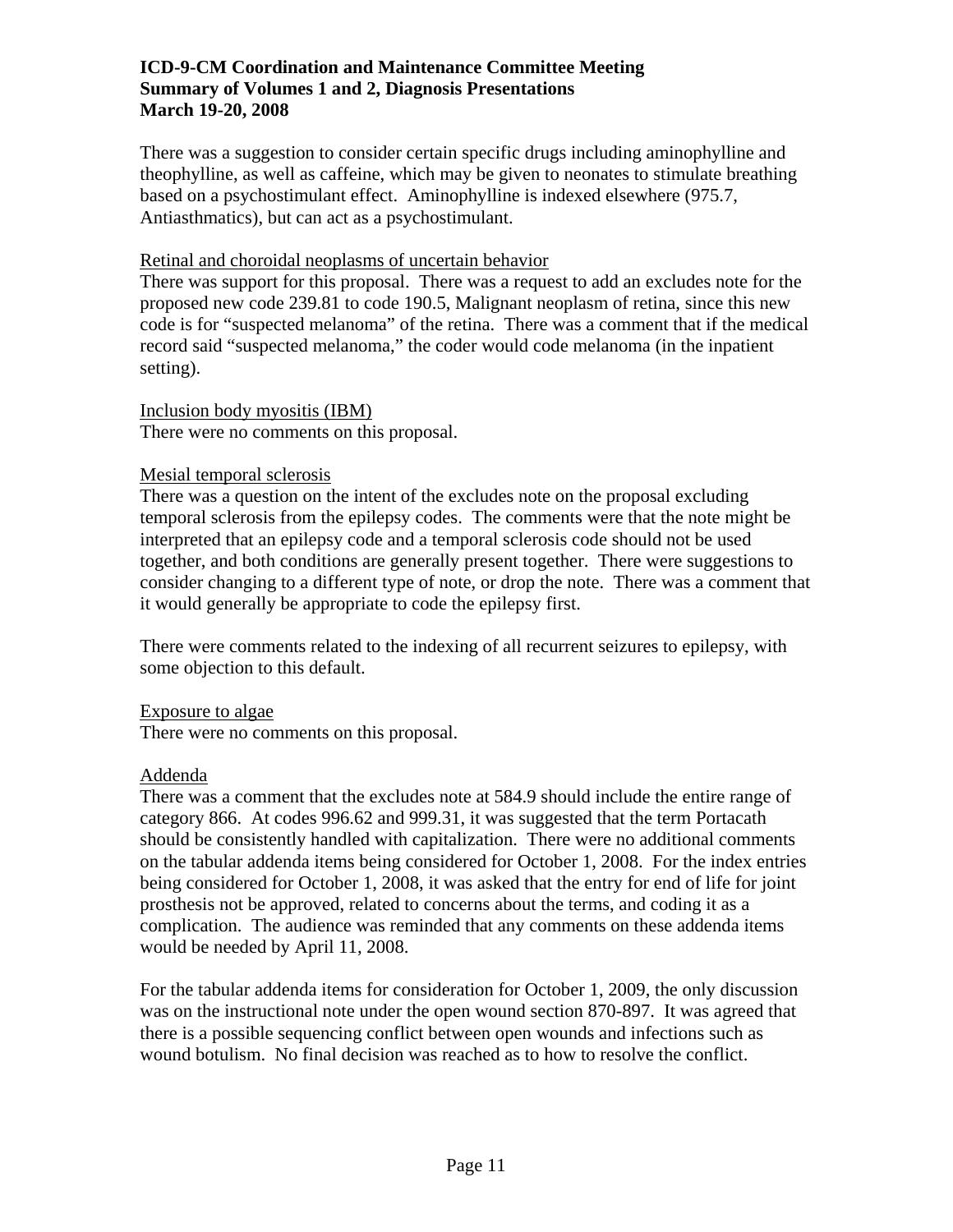There was a suggestion to consider certain specific drugs including aminophylline and theophylline, as well as caffeine, which may be given to neonates to stimulate breathing based on a psychostimulant effect. Aminophylline is indexed elsewhere (975.7, Antiasthmatics), but can act as a psychostimulant.

<u>Retinal and choroidal neoplasms of uncertain behavior</u>

There was support for this proposal. There was a request to add an excludes note for the proposed new code 239.81 to code 190.5, Malignant neoplasm of retina, since this new code is for "suspected melanoma" of the retina. There was a comment that if the medical record said "suspected melanoma," the coder would code melanoma (in the inpatient setting).

<u>Inclusion body myositis (IBM)</u>

There were no comments on this proposal.

<u>Mesial temporal sclerosis</u>

There was a question on the intent of the excludes note on the proposal excluding temporal sclerosis from the epilepsy codes. The comments were that the note might be interpreted that an epilepsy code and a temporal sclerosis code should not be used together, and both conditions are generally present together. There were suggestions to consider changing to a different type of note, or drop the note. There was a comment that it would generally be appropriate to code the epilepsy first.

There were comments related to the indexing of all recurrent seizures to epilepsy, with some objection to this default.

<u>Exposure to algae</u>

There were no comments on this proposal.

<u>Addenda</u>

There was a comment that the excludes note at 584.9 should include the entire range of category 866. At codes 996.62 and 999.31, it was suggested that the term Portacath should be consistently handled with capitalization. There were no additional comments on the tabular addenda items being considered for October 1, 2008. For the index entries being considered for October 1, 2008, it was asked that the entry for end of life for joint prosthesis not be approved, related to concerns about the terms, and coding it as a complication. The audience was reminded that any comments on these addenda items would be needed by April 11, 2008.

For the tabular addenda items for consideration for October 1, 2009, the only discussion was on the instructional note under the open wound section 870-897. It was agreed that there is a possible sequencing conflict between open wounds and infections such as wound botulism. No final decision was reached as to how to resolve the conflict.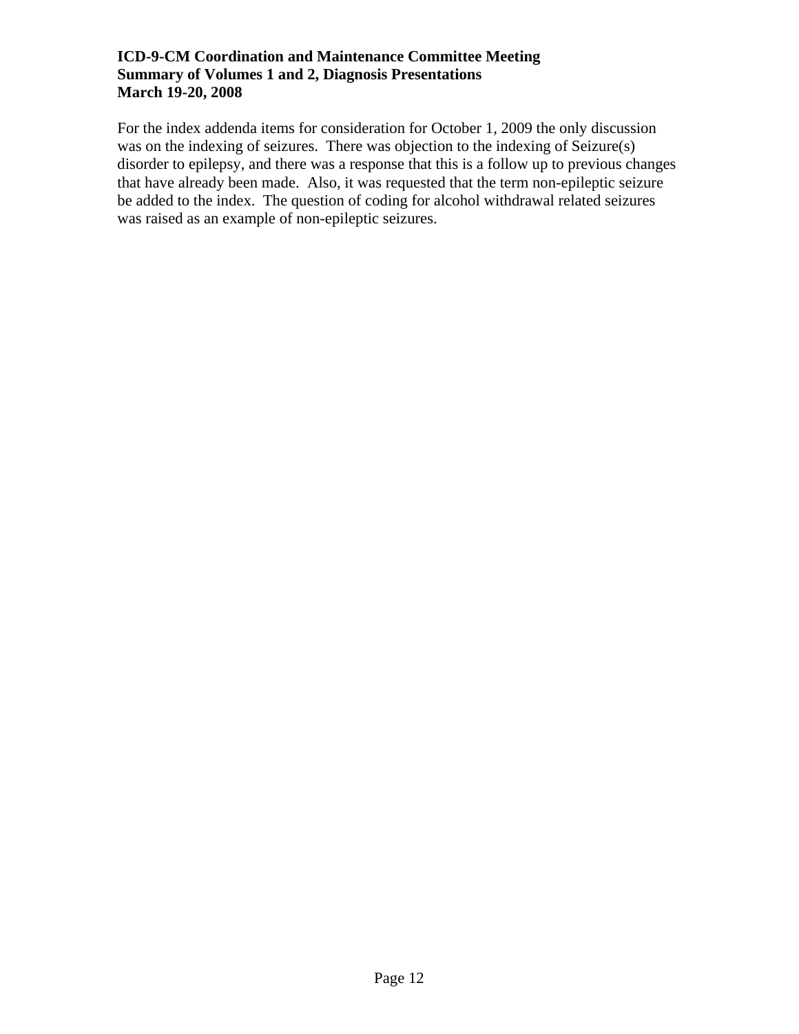For the index addenda items for consideration for October 1, 2009 the only discussion was on the indexing of seizures. There was objection to the indexing of Seizure(s) disorder to epilepsy, and there was a response that this is a follow up to previous changes that have already been made. Also, it was requested that the term non-epileptic seizure be added to the index. The question of coding for alcohol withdrawal related seizures was raised as an example of non-epileptic seizures.